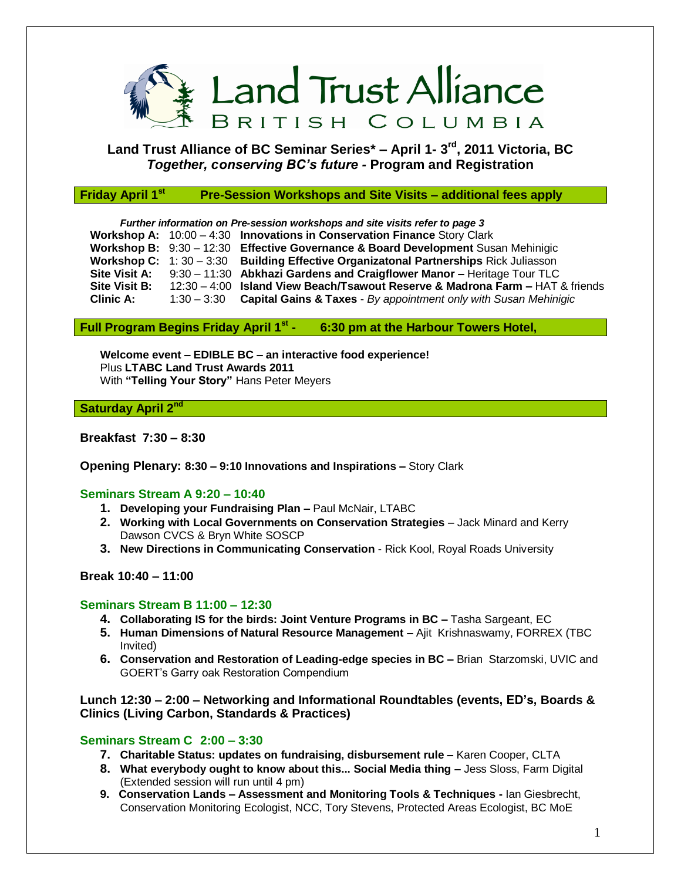Land Trust Alliance
BRITISH COLUMBIA

## Land Trust Alliance of BC Seminar Series* – April 1- 3rd, 2011 Victoria, BC
## *Together, conserving BC's future* - Program and Registration

### Friday April 1st — Pre-Session Workshops and Site Visits – additional fees apply

***Further information on Pre-session workshops and site visits refer to page 3***

| | | |
|---|---|---|
| **Workshop A:** | 10:00 – 4:30 | **Innovations in Conservation Finance** Story Clark |
| **Workshop B:** | 9:30 – 12:30 | **Effective Governance & Board Development** Susan Mehinigic |
| **Workshop C:** | 1: 30 – 3:30 | **Building Effective Organizatonal Partnerships** Rick Juliasson |
| **Site Visit A:** | 9:30 – 11:30 | **Abkhazi Gardens and Craigflower Manor –** Heritage Tour TLC |
| **Site Visit B:** | 12:30 – 4:00 | **Island View Beach/Tsawout Reserve & Madrona Farm –** HAT & friends |
| **Clinic A:** | 1:30 – 3:30 | **Capital Gains & Taxes** - *By appointment only with Susan Mehinigic* |

### Full Program Begins Friday April 1st - 6:30 pm at the Harbour Towers Hotel,

**Welcome event – EDIBLE BC – an interactive food experience!**
Plus **LTABC Land Trust Awards 2011**
With **"Telling Your Story"** Hans Peter Meyers

### Saturday April 2nd

**Breakfast 7:30 – 8:30**

**Opening Plenary: 8:30 – 9:10 Innovations and Inspirations –** Story Clark

#### Seminars Stream A 9:20 – 10:40

1. **Developing your Fundraising Plan –** Paul McNair, LTABC
2. **Working with Local Governments on Conservation Strategies** – Jack Minard and Kerry Dawson CVCS & Bryn White SOSCP
3. **New Directions in Communicating Conservation** - Rick Kool, Royal Roads University

**Break 10:40 – 11:00**

#### Seminars Stream B 11:00 – 12:30

4. **Collaborating IS for the birds: Joint Venture Programs in BC –** Tasha Sargeant, EC
5. **Human Dimensions of Natural Resource Management –** Ajit Krishnaswamy, FORREX (TBC Invited)
6. **Conservation and Restoration of Leading-edge species in BC –** Brian Starzomski, UVIC and GOERT's Garry oak Restoration Compendium

**Lunch 12:30 – 2:00 – Networking and Informational Roundtables (events, ED's, Boards & Clinics (Living Carbon, Standards & Practices)**

#### Seminars Stream C 2:00 – 3:30

7. **Charitable Status: updates on fundraising, disbursement rule –** Karen Cooper, CLTA
8. **What everybody ought to know about this... Social Media thing –** Jess Sloss, Farm Digital (Extended session will run until 4 pm)
9. **Conservation Lands – Assessment and Monitoring Tools & Techniques -** Ian Giesbrecht, Conservation Monitoring Ecologist, NCC, Tory Stevens, Protected Areas Ecologist, BC MoE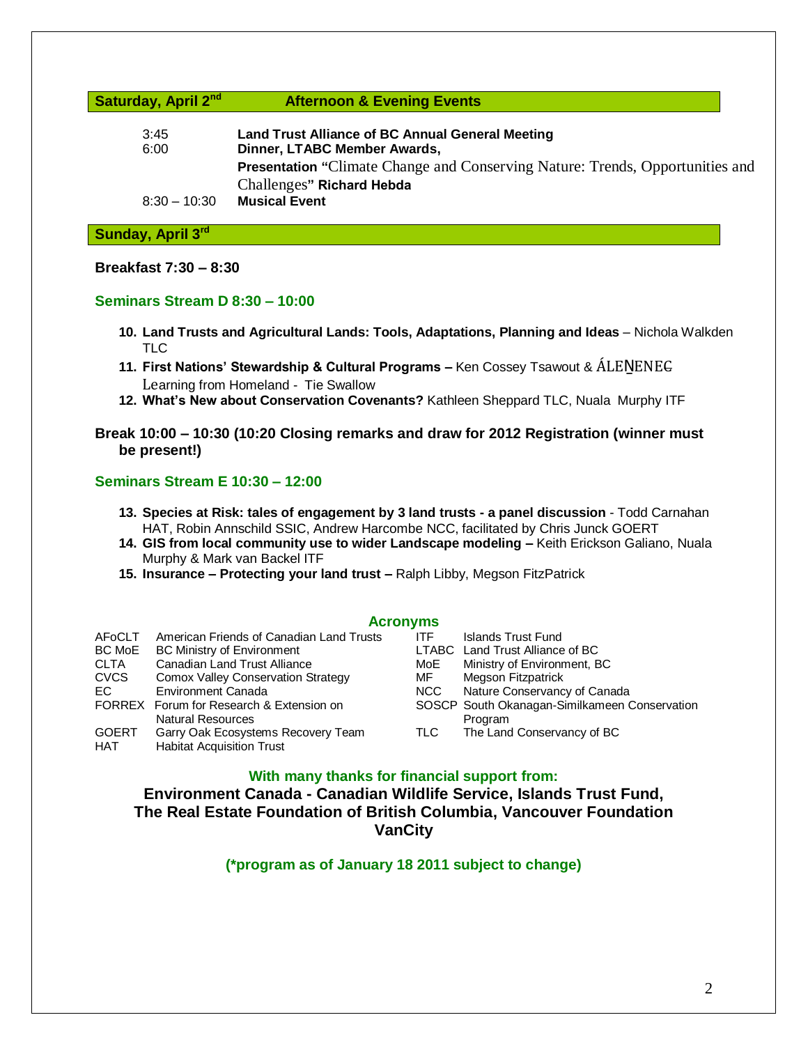## Saturday, April 2nd — Afternoon & Evening Events

| | |
|---|---|
| 3:45 | **Land Trust Alliance of BC Annual General Meeting** |
| 6:00 | **Dinner, LTABC Member Awards,** **Presentation** "Climate Change and Conserving Nature: Trends, Opportunities and Challenges" **Richard Hebda** |
| 8:30 – 10:30 | **Musical Event** |

## Sunday, April 3rd

**Breakfast 7:30 – 8:30**

### Seminars Stream D 8:30 – 10:00

10. **Land Trusts and Agricultural Lands: Tools, Adaptations, Planning and Ideas** – Nichola Walkden TLC
11. **First Nations' Stewardship & Cultural Programs –** Ken Cossey Tsawout & ÁLEṈENEȻ Learning from Homeland - Tie Swallow
12. **What's New about Conservation Covenants?** Kathleen Sheppard TLC, Nuala Murphy ITF

**Break 10:00 – 10:30 (10:20 Closing remarks and draw for 2012 Registration (winner must be present!)**

### Seminars Stream E 10:30 – 12:00

13. **Species at Risk: tales of engagement by 3 land trusts - a panel discussion** - Todd Carnahan HAT, Robin Annschild SSIC, Andrew Harcombe NCC, facilitated by Chris Junck GOERT
14. **GIS from local community use to wider Landscape modeling –** Keith Erickson Galiano, Nuala Murphy & Mark van Backel ITF
15. **Insurance – Protecting your land trust –** Ralph Libby, Megson FitzPatrick

### Acronyms

| | |
|---|---|
| AFoCLT | American Friends of Canadian Land Trusts |
| BC MoE | BC Ministry of Environment |
| CLTA | Canadian Land Trust Alliance |
| CVCS | Comox Valley Conservation Strategy |
| EC | Environment Canada |
| FORREX | Forum for Research & Extension on Natural Resources |
| GOERT | Garry Oak Ecosystems Recovery Team |
| HAT | Habitat Acquisition Trust |
| ITF | Islands Trust Fund |
| LTABC | Land Trust Alliance of BC |
| MoE | Ministry of Environment, BC |
| MF | Megson Fitzpatrick |
| NCC | Nature Conservancy of Canada |
| SOSCP | South Okanagan-Similkameen Conservation Program |
| TLC | The Land Conservancy of BC |

**With many thanks for financial support from:**

**Environment Canada - Canadian Wildlife Service, Islands Trust Fund, The Real Estate Foundation of British Columbia, Vancouver Foundation VanCity**

**(*program as of January 18 2011 subject to change)**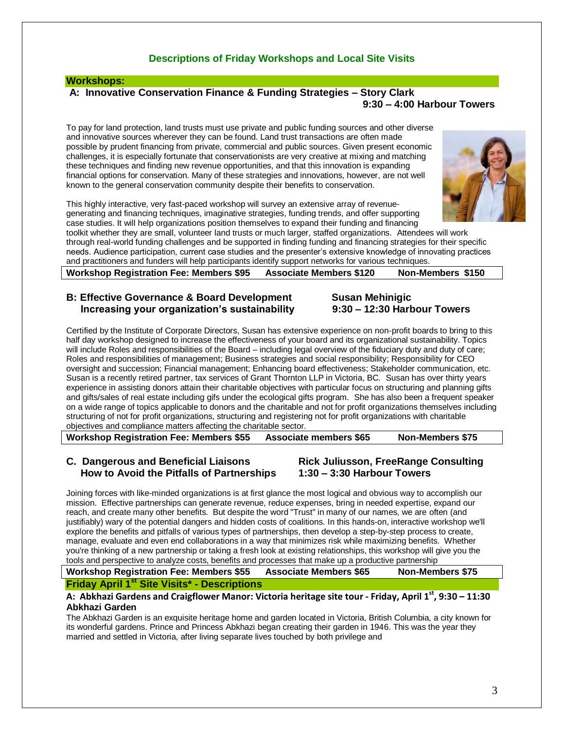## Descriptions of Friday Workshops and Local Site Visits

### Workshops:

### A: Innovative Conservation Finance & Funding Strategies – Story Clark

**9:30 – 4:00 Harbour Towers**

To pay for land protection, land trusts must use private and public funding sources and other diverse and innovative sources wherever they can be found. Land trust transactions are often made possible by prudent financing from private, commercial and public sources. Given present economic challenges, it is especially fortunate that conservationists are very creative at mixing and matching these techniques and finding new revenue opportunities, and that this innovation is expanding financial options for conservation. Many of these strategies and innovations, however, are not well known to the general conservation community despite their benefits to conservation.

This highly interactive, very fast-paced workshop will survey an extensive array of revenue-generating and financing techniques, imaginative strategies, funding trends, and offer supporting case studies. It will help organizations position themselves to expand their funding and financing toolkit whether they are small, volunteer land trusts or much larger, staffed organizations. Attendees will work through real-world funding challenges and be supported in finding funding and financing strategies for their specific needs. Audience participation, current case studies and the presenter's extensive knowledge of innovating practices and practitioners and funders will help participants identify support networks for various techniques.

| Workshop Registration Fee: Members $95 | Associate Members $120 | Non-Members $150 |
|---|---|---|

### B: Effective Governance & Board Development – Increasing your organization's sustainability

**Susan Mehinigic**
**9:30 – 12:30 Harbour Towers**

Certified by the Institute of Corporate Directors, Susan has extensive experience on non-profit boards to bring to this half day workshop designed to increase the effectiveness of your board and its organizational sustainability. Topics will include Roles and responsibilities of the Board – including legal overview of the fiduciary duty and duty of care; Roles and responsibilities of management; Business strategies and social responsibility; Responsibility for CEO oversight and succession; Financial management; Enhancing board effectiveness; Stakeholder communication, etc. Susan is a recently retired partner, tax services of Grant Thornton LLP in Victoria, BC. Susan has over thirty years experience in assisting donors attain their charitable objectives with particular focus on structuring and planning gifts and gifts/sales of real estate including gifs under the ecological gifts program. She has also been a frequent speaker on a wide range of topics applicable to donors and the charitable and not for profit organizations themselves including structuring of not for profit organizations, structuring and registering not for profit organizations with charitable objectives and compliance matters affecting the charitable sector.

| Workshop Registration Fee: Members $55 | Associate members $65 | Non-Members $75 |
|---|---|---|

### C. Dangerous and Beneficial Liaisons – How to Avoid the Pitfalls of Partnerships

**Rick Juliusson, FreeRange Consulting**
**1:30 – 3:30 Harbour Towers**

Joining forces with like-minded organizations is at first glance the most logical and obvious way to accomplish our mission. Effective partnerships can generate revenue, reduce expenses, bring in needed expertise, expand our reach, and create many other benefits. But despite the word "Trust" in many of our names, we are often (and justifiably) wary of the potential dangers and hidden costs of coalitions. In this hands-on, interactive workshop we'll explore the benefits and pitfalls of various types of partnerships, then develop a step-by-step process to create, manage, evaluate and even end collaborations in a way that minimizes risk while maximizing benefits. Whether you're thinking of a new partnership or taking a fresh look at existing relationships, this workshop will give you the tools and perspective to analyze costs, benefits and processes that make up a productive partnership

| Workshop Registration Fee: Members $55 | Associate Members $65 | Non-Members $75 |
|---|---|---|

### Friday April 1st Site Visits* - Descriptions

**A: Abkhazi Gardens and Craigflower Manor: Victoria heritage site tour - Friday, April 1st, 9:30 – 11:30**

**Abkhazi Garden**

The Abkhazi Garden is an exquisite heritage home and garden located in Victoria, British Columbia, a city known for its wonderful gardens. Prince and Princess Abkhazi began creating their garden in 1946. This was the year they married and settled in Victoria, after living separate lives touched by both privilege and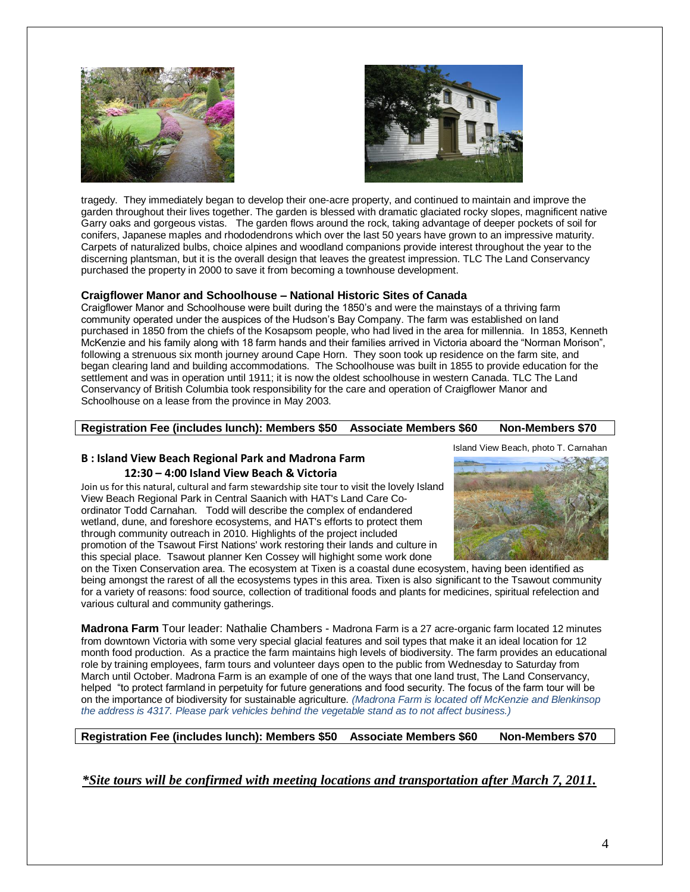tragedy. They immediately began to develop their one-acre property, and continued to maintain and improve the garden throughout their lives together. The garden is blessed with dramatic glaciated rocky slopes, magnificent native Garry oaks and gorgeous vistas. The garden flows around the rock, taking advantage of deeper pockets of soil for conifers, Japanese maples and rhododendrons which over the last 50 years have grown to an impressive maturity. Carpets of naturalized bulbs, choice alpines and woodland companions provide interest throughout the year to the discerning plantsman, but it is the overall design that leaves the greatest impression. TLC The Land Conservancy purchased the property in 2000 to save it from becoming a townhouse development.

**Craigflower Manor and Schoolhouse – National Historic Sites of Canada**

Craigflower Manor and Schoolhouse were built during the 1850's and were the mainstays of a thriving farm community operated under the auspices of the Hudson's Bay Company. The farm was established on land purchased in 1850 from the chiefs of the Kosapsom people, who had lived in the area for millennia. In 1853, Kenneth McKenzie and his family along with 18 farm hands and their families arrived in Victoria aboard the "Norman Morison", following a strenuous six month journey around Cape Horn. They soon took up residence on the farm site, and began clearing land and building accommodations. The Schoolhouse was built in 1855 to provide education for the settlement and was in operation until 1911; it is now the oldest schoolhouse in western Canada. TLC The Land Conservancy of British Columbia took responsibility for the care and operation of Craigflower Manor and Schoolhouse on a lease from the province in May 2003.

**Registration Fee (includes lunch): Members $50 Associate Members $60 Non-Members $70**

### B : Island View Beach Regional Park and Madrona Farm

**12:30 – 4:00 Island View Beach & Victoria**

Island View Beach, photo T. Carnahan

Join us for this natural, cultural and farm stewardship site tour to visit the lovely Island View Beach Regional Park in Central Saanich with HAT's Land Care Co-ordinator Todd Carnahan. Todd will describe the complex of endandered wetland, dune, and foreshore ecosystems, and HAT's efforts to protect them through community outreach in 2010. Highlights of the project included promotion of the Tsawout First Nations' work restoring their lands and culture in this special place. Tsawout planner Ken Cossey will highight some work done on the Tixen Conservation area. The ecosystem at Tixen is a coastal dune ecosystem, having been identified as being amongst the rarest of all the ecosystems types in this area. Tixen is also significant to the Tsawout community for a variety of reasons: food source, collection of traditional foods and plants for medicines, spiritual refelection and various cultural and community gatherings.

**Madrona Farm** Tour leader: Nathalie Chambers - Madrona Farm is a 27 acre-organic farm located 12 minutes from downtown Victoria with some very special glacial features and soil types that make it an ideal location for 12 month food production. As a practice the farm maintains high levels of biodiversity. The farm provides an educational role by training employees, farm tours and volunteer days open to the public from Wednesday to Saturday from March until October. Madrona Farm is an example of one of the ways that one land trust, The Land Conservancy, helped "to protect farmland in perpetuity for future generations and food security. The focus of the farm tour will be on the importance of biodiversity for sustainable agriculture. *(Madrona Farm is located off McKenzie and Blenkinsop the address is 4317. Please park vehicles behind the vegetable stand as to not affect business.)*

**Registration Fee (includes lunch): Members $50 Associate Members $60 Non-Members $70**

***Site tours will be confirmed with meeting locations and transportation after March 7, 2011.***